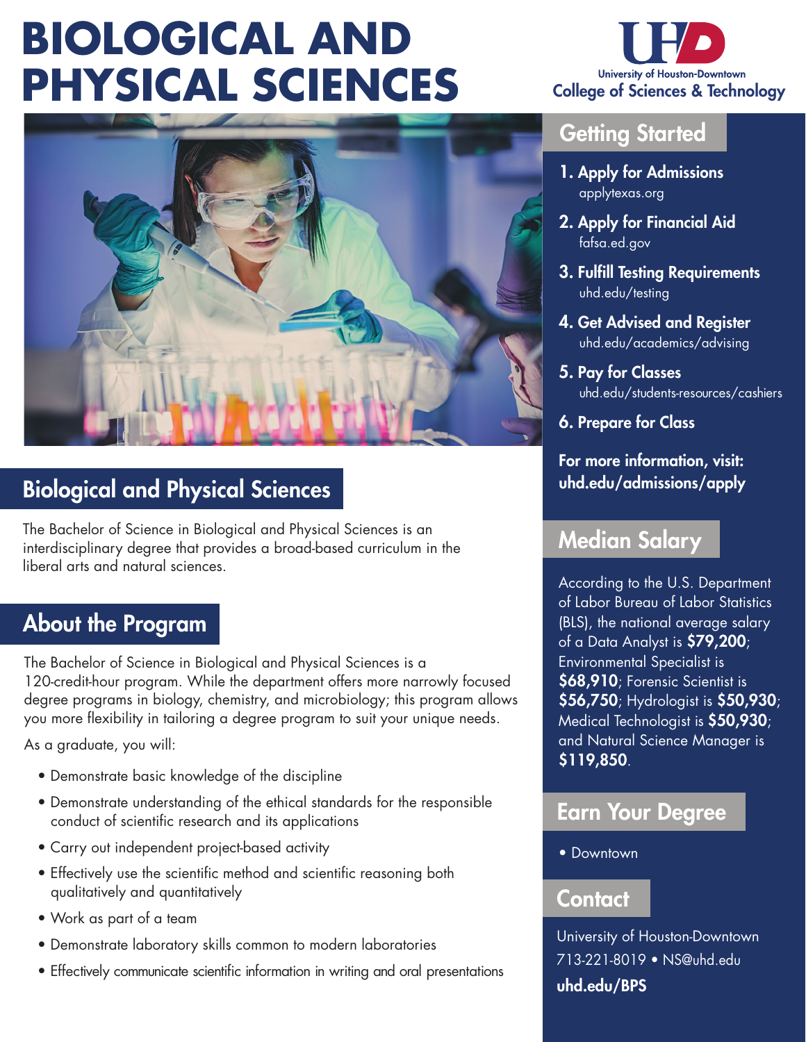# BIOLOGICAL AND PHYSICAL SCIENCES

University of Houston-Downtown
College of Sciences & Technology

## Biological and Physical Sciences

The Bachelor of Science in Biological and Physical Sciences is an interdisciplinary degree that provides a broad-based curriculum in the liberal arts and natural sciences.

## About the Program

The Bachelor of Science in Biological and Physical Sciences is a 120-credit-hour program. While the department offers more narrowly focused degree programs in biology, chemistry, and microbiology; this program allows you more flexibility in tailoring a degree program to suit your unique needs.

As a graduate, you will:

- Demonstrate basic knowledge of the discipline
- Demonstrate understanding of the ethical standards for the responsible conduct of scientific research and its applications
- Carry out independent project-based activity
- Effectively use the scientific method and scientific reasoning both qualitatively and quantitatively
- Work as part of a team
- Demonstrate laboratory skills common to modern laboratories
- Effectively communicate scientific information in writing and oral presentations

## Getting Started

1. **Apply for Admissions**
   applytexas.org
2. **Apply for Financial Aid**
   fafsa.ed.gov
3. **Fulfill Testing Requirements**
   uhd.edu/testing
4. **Get Advised and Register**
   uhd.edu/academics/advising
5. **Pay for Classes**
   uhd.edu/students-resources/cashiers
6. **Prepare for Class**

**For more information, visit: uhd.edu/admissions/apply**

## Median Salary

According to the U.S. Department of Labor Bureau of Labor Statistics (BLS), the national average salary of a Data Analyst is **$79,200**; Environmental Specialist is **$68,910**; Forensic Scientist is **$56,750**; Hydrologist is **$50,930**; Medical Technologist is **$50,930**; and Natural Science Manager is **$119,850**.

## Earn Your Degree

- Downtown

## Contact

University of Houston-Downtown
713-221-8019 • NS@uhd.edu
**uhd.edu/BPS**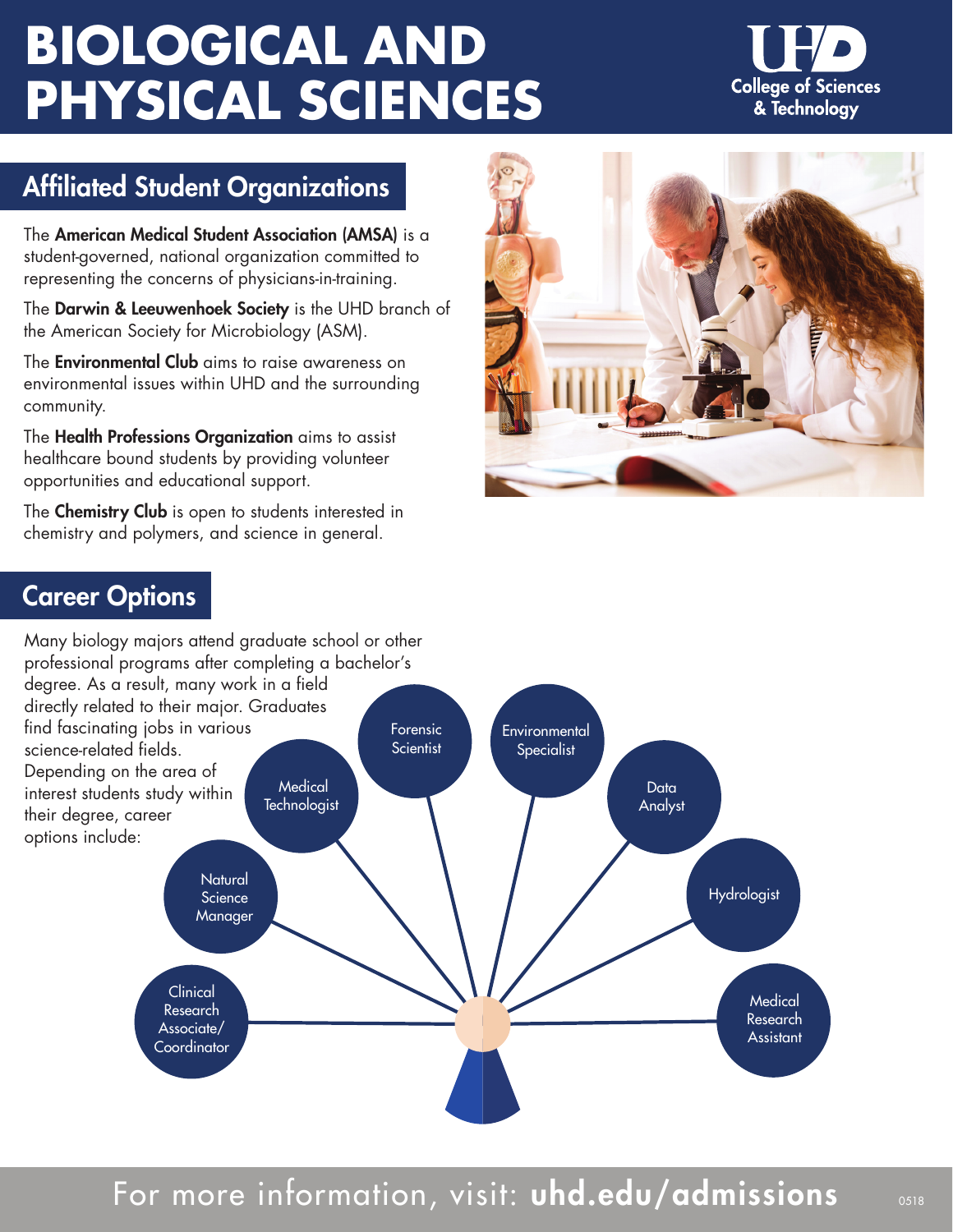# BIOLOGICAL AND PHYSICAL SCIENCES

UHD College of Sciences & Technology

## Affiliated Student Organizations

The **American Medical Student Association (AMSA)** is a student-governed, national organization committed to representing the concerns of physicians-in-training.

The **Darwin & Leeuwenhoek Society** is the UHD branch of the American Society for Microbiology (ASM).

The **Environmental Club** aims to raise awareness on environmental issues within UHD and the surrounding community.

The **Health Professions Organization** aims to assist healthcare bound students by providing volunteer opportunities and educational support.

The **Chemistry Club** is open to students interested in chemistry and polymers, and science in general.

## Career Options

Many biology majors attend graduate school or other professional programs after completing a bachelor's degree. As a result, many work in a field directly related to their major. Graduates find fascinating jobs in various science-related fields. Depending on the area of interest students study within their degree, career options include:

Clinical Research Associate/ Coordinator

Natural Science Manager

Medical Technologist

Forensic Scientist

Environmental Specialist

Data Analyst

Hydrologist

Medical Research Assistant

For more information, visit: **uhd.edu/admissions**